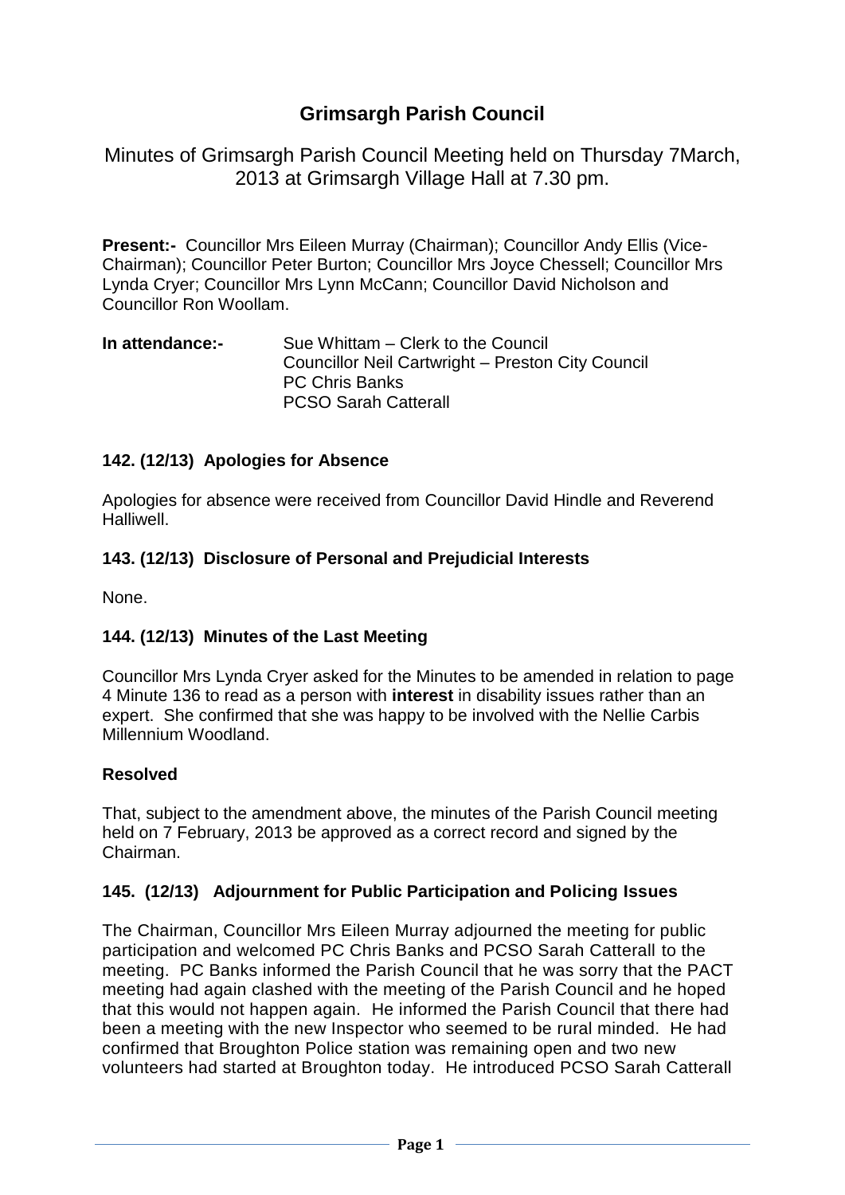# Grimsargh Parish Council

Minutes of Grimsargh Parish Council Meeting held on Thursday 7March, 2013 at Grimsargh Village Hall at 7.30 pm.

**Present:-** Councillor Mrs Eileen Murray (Chairman); Councillor Andy Ellis (Vice-Chairman); Councillor Peter Burton; Councillor Mrs Joyce Chessell; Councillor Mrs Lynda Cryer; Councillor Mrs Lynn McCann; Councillor David Nicholson and Councillor Ron Woollam.

**In attendance:-** Sue Whittam – Clerk to the Council
Councillor Neil Cartwright – Preston City Council
PC Chris Banks
PCSO Sarah Catterall

### 142. (12/13) Apologies for Absence

Apologies for absence were received from Councillor David Hindle and Reverend Halliwell.

### 143. (12/13) Disclosure of Personal and Prejudicial Interests

None.

### 144. (12/13) Minutes of the Last Meeting

Councillor Mrs Lynda Cryer asked for the Minutes to be amended in relation to page 4 Minute 136 to read as a person with **interest** in disability issues rather than an expert. She confirmed that she was happy to be involved with the Nellie Carbis Millennium Woodland.

**Resolved**

That, subject to the amendment above, the minutes of the Parish Council meeting held on 7 February, 2013 be approved as a correct record and signed by the Chairman.

### 145. (12/13) Adjournment for Public Participation and Policing Issues

The Chairman, Councillor Mrs Eileen Murray adjourned the meeting for public participation and welcomed PC Chris Banks and PCSO Sarah Catterall to the meeting. PC Banks informed the Parish Council that he was sorry that the PACT meeting had again clashed with the meeting of the Parish Council and he hoped that this would not happen again. He informed the Parish Council that there had been a meeting with the new Inspector who seemed to be rural minded. He had confirmed that Broughton Police station was remaining open and two new volunteers had started at Broughton today. He introduced PCSO Sarah Catterall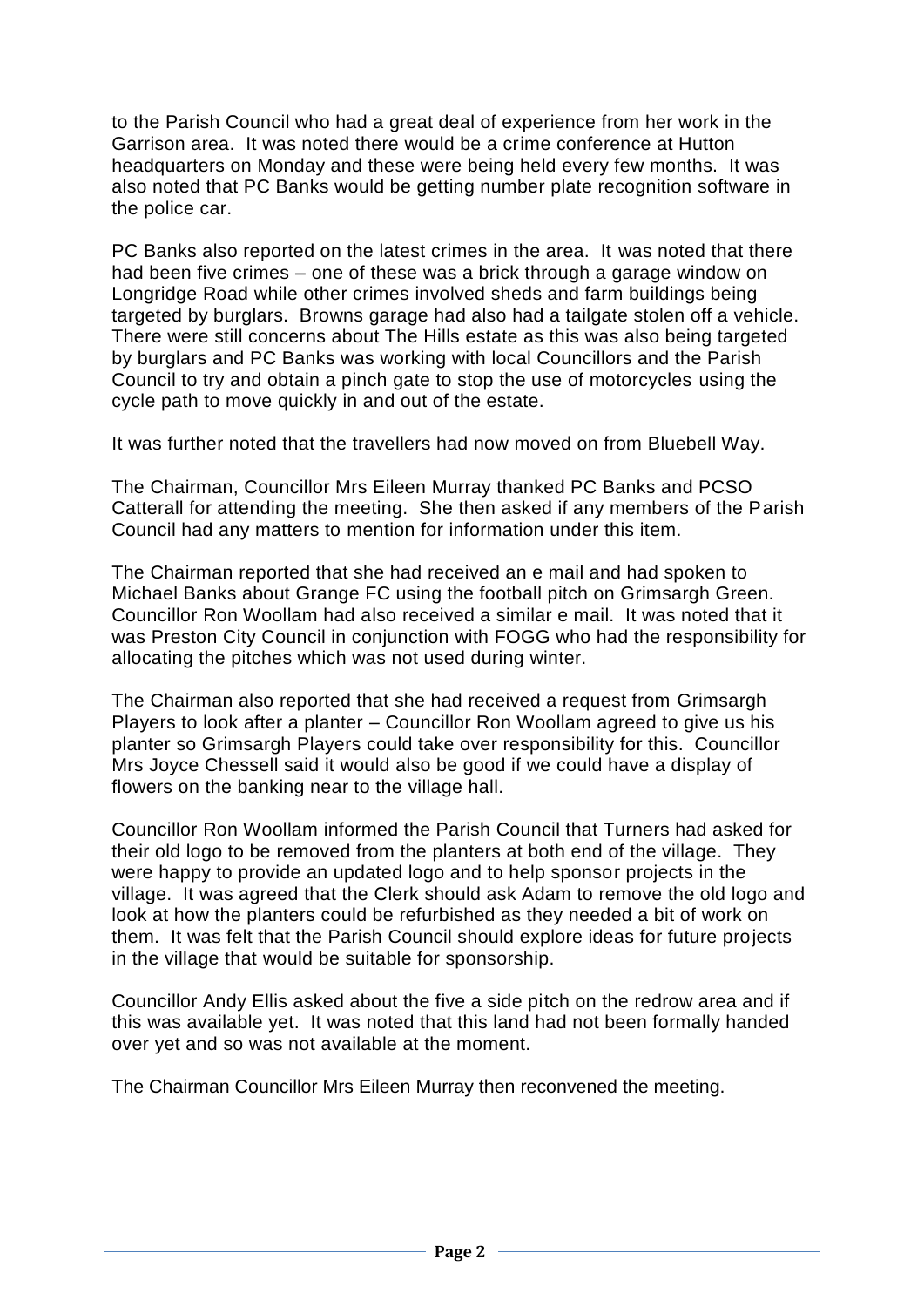to the Parish Council who had a great deal of experience from her work in the Garrison area. It was noted there would be a crime conference at Hutton headquarters on Monday and these were being held every few months. It was also noted that PC Banks would be getting number plate recognition software in the police car.

PC Banks also reported on the latest crimes in the area. It was noted that there had been five crimes – one of these was a brick through a garage window on Longridge Road while other crimes involved sheds and farm buildings being targeted by burglars. Browns garage had also had a tailgate stolen off a vehicle. There were still concerns about The Hills estate as this was also being targeted by burglars and PC Banks was working with local Councillors and the Parish Council to try and obtain a pinch gate to stop the use of motorcycles using the cycle path to move quickly in and out of the estate.

It was further noted that the travellers had now moved on from Bluebell Way.

The Chairman, Councillor Mrs Eileen Murray thanked PC Banks and PCSO Catterall for attending the meeting. She then asked if any members of the Parish Council had any matters to mention for information under this item.

The Chairman reported that she had received an e mail and had spoken to Michael Banks about Grange FC using the football pitch on Grimsargh Green. Councillor Ron Woollam had also received a similar e mail. It was noted that it was Preston City Council in conjunction with FOGG who had the responsibility for allocating the pitches which was not used during winter.

The Chairman also reported that she had received a request from Grimsargh Players to look after a planter – Councillor Ron Woollam agreed to give us his planter so Grimsargh Players could take over responsibility for this. Councillor Mrs Joyce Chessell said it would also be good if we could have a display of flowers on the banking near to the village hall.

Councillor Ron Woollam informed the Parish Council that Turners had asked for their old logo to be removed from the planters at both end of the village. They were happy to provide an updated logo and to help sponsor projects in the village. It was agreed that the Clerk should ask Adam to remove the old logo and look at how the planters could be refurbished as they needed a bit of work on them. It was felt that the Parish Council should explore ideas for future projects in the village that would be suitable for sponsorship.

Councillor Andy Ellis asked about the five a side pitch on the redrow area and if this was available yet. It was noted that this land had not been formally handed over yet and so was not available at the moment.

The Chairman Councillor Mrs Eileen Murray then reconvened the meeting.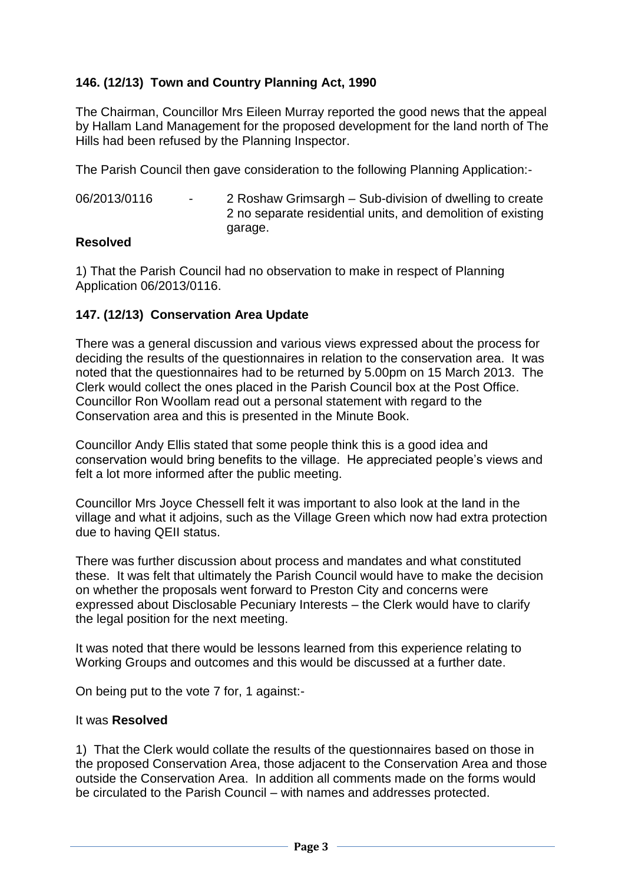### 146. (12/13) Town and Country Planning Act, 1990

The Chairman, Councillor Mrs Eileen Murray reported the good news that the appeal by Hallam Land Management for the proposed development for the land north of The Hills had been refused by the Planning Inspector.

The Parish Council then gave consideration to the following Planning Application:-

06/2013/0116 - 2 Roshaw Grimsargh – Sub-division of dwelling to create 2 no separate residential units, and demolition of existing garage.

**Resolved**

1) That the Parish Council had no observation to make in respect of Planning Application 06/2013/0116.

### 147. (12/13) Conservation Area Update

There was a general discussion and various views expressed about the process for deciding the results of the questionnaires in relation to the conservation area. It was noted that the questionnaires had to be returned by 5.00pm on 15 March 2013. The Clerk would collect the ones placed in the Parish Council box at the Post Office. Councillor Ron Woollam read out a personal statement with regard to the Conservation area and this is presented in the Minute Book.

Councillor Andy Ellis stated that some people think this is a good idea and conservation would bring benefits to the village. He appreciated people's views and felt a lot more informed after the public meeting.

Councillor Mrs Joyce Chessell felt it was important to also look at the land in the village and what it adjoins, such as the Village Green which now had extra protection due to having QEII status.

There was further discussion about process and mandates and what constituted these. It was felt that ultimately the Parish Council would have to make the decision on whether the proposals went forward to Preston City and concerns were expressed about Disclosable Pecuniary Interests – the Clerk would have to clarify the legal position for the next meeting.

It was noted that there would be lessons learned from this experience relating to Working Groups and outcomes and this would be discussed at a further date.

On being put to the vote 7 for, 1 against:-

It was **Resolved**

1) That the Clerk would collate the results of the questionnaires based on those in the proposed Conservation Area, those adjacent to the Conservation Area and those outside the Conservation Area. In addition all comments made on the forms would be circulated to the Parish Council – with names and addresses protected.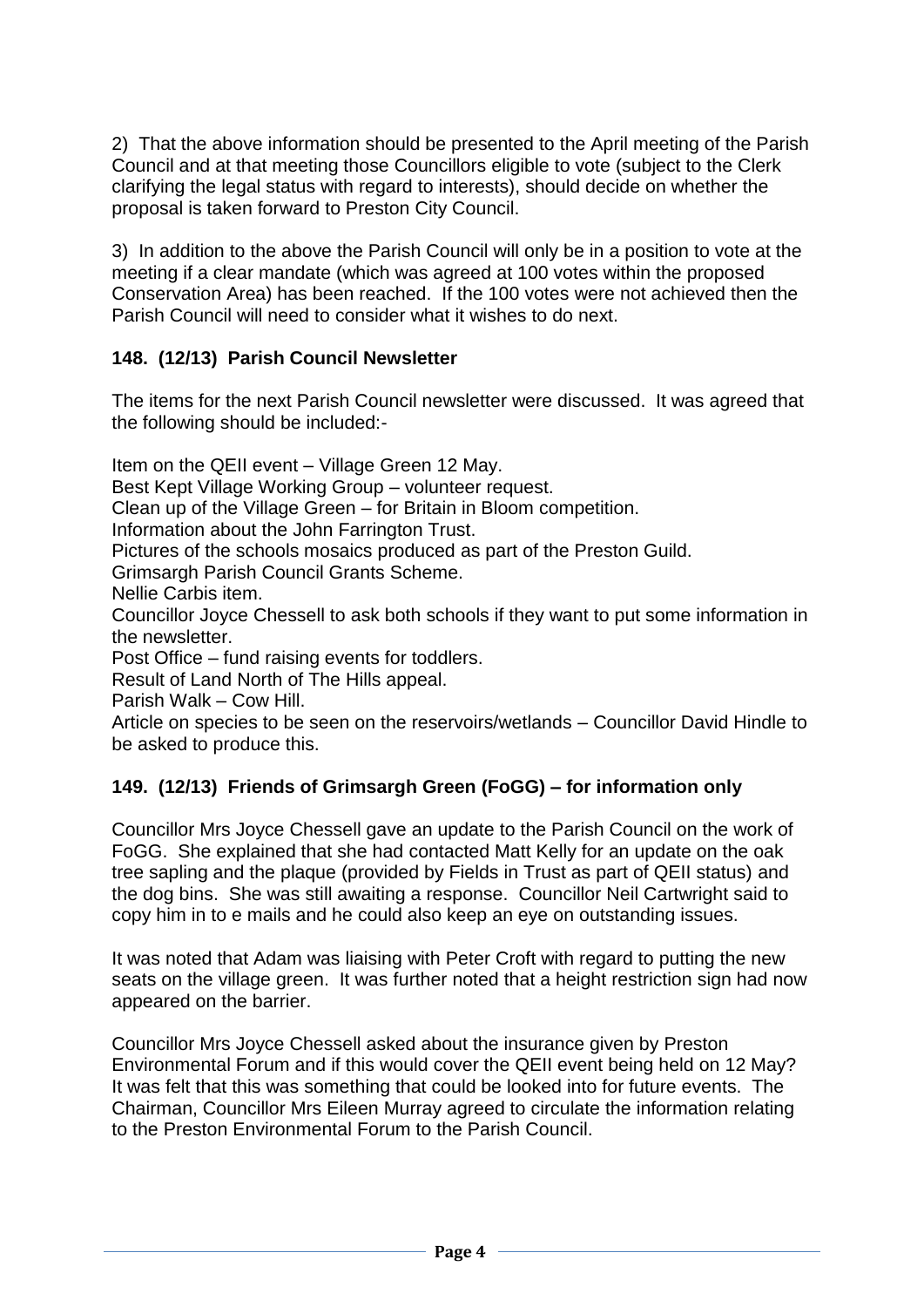2) That the above information should be presented to the April meeting of the Parish Council and at that meeting those Councillors eligible to vote (subject to the Clerk clarifying the legal status with regard to interests), should decide on whether the proposal is taken forward to Preston City Council.

3) In addition to the above the Parish Council will only be in a position to vote at the meeting if a clear mandate (which was agreed at 100 votes within the proposed Conservation Area) has been reached. If the 100 votes were not achieved then the Parish Council will need to consider what it wishes to do next.

### 148. (12/13) Parish Council Newsletter

The items for the next Parish Council newsletter were discussed. It was agreed that the following should be included:-

Item on the QEII event – Village Green 12 May.
Best Kept Village Working Group – volunteer request.
Clean up of the Village Green – for Britain in Bloom competition.
Information about the John Farrington Trust.
Pictures of the schools mosaics produced as part of the Preston Guild.
Grimsargh Parish Council Grants Scheme.
Nellie Carbis item.
Councillor Joyce Chessell to ask both schools if they want to put some information in the newsletter.
Post Office – fund raising events for toddlers.
Result of Land North of The Hills appeal.
Parish Walk – Cow Hill.
Article on species to be seen on the reservoirs/wetlands – Councillor David Hindle to be asked to produce this.

### 149. (12/13) Friends of Grimsargh Green (FoGG) – for information only

Councillor Mrs Joyce Chessell gave an update to the Parish Council on the work of FoGG. She explained that she had contacted Matt Kelly for an update on the oak tree sapling and the plaque (provided by Fields in Trust as part of QEII status) and the dog bins. She was still awaiting a response. Councillor Neil Cartwright said to copy him in to e mails and he could also keep an eye on outstanding issues.

It was noted that Adam was liaising with Peter Croft with regard to putting the new seats on the village green. It was further noted that a height restriction sign had now appeared on the barrier.

Councillor Mrs Joyce Chessell asked about the insurance given by Preston Environmental Forum and if this would cover the QEII event being held on 12 May? It was felt that this was something that could be looked into for future events. The Chairman, Councillor Mrs Eileen Murray agreed to circulate the information relating to the Preston Environmental Forum to the Parish Council.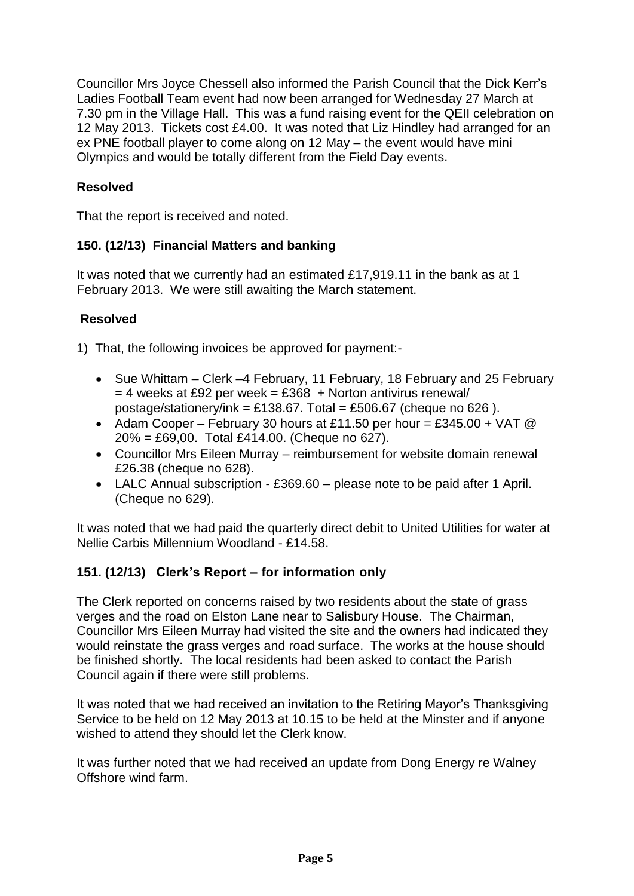Councillor Mrs Joyce Chessell also informed the Parish Council that the Dick Kerr's Ladies Football Team event had now been arranged for Wednesday 27 March at 7.30 pm in the Village Hall. This was a fund raising event for the QEII celebration on 12 May 2013. Tickets cost £4.00. It was noted that Liz Hindley had arranged for an ex PNE football player to come along on 12 May – the event would have mini Olympics and would be totally different from the Field Day events.

**Resolved**

That the report is received and noted.

### 150. (12/13) Financial Matters and banking

It was noted that we currently had an estimated £17,919.11 in the bank as at 1 February 2013. We were still awaiting the March statement.

**Resolved**

1) That, the following invoices be approved for payment:-

- Sue Whittam – Clerk –4 February, 11 February, 18 February and 25 February = 4 weeks at £92 per week = £368 + Norton antivirus renewal/ postage/stationery/ink = £138.67. Total = £506.67 (cheque no 626 ).
- Adam Cooper – February 30 hours at £11.50 per hour = £345.00 + VAT @ 20% = £69,00. Total £414.00. (Cheque no 627).
- Councillor Mrs Eileen Murray – reimbursement for website domain renewal £26.38 (cheque no 628).
- LALC Annual subscription - £369.60 – please note to be paid after 1 April. (Cheque no 629).

It was noted that we had paid the quarterly direct debit to United Utilities for water at Nellie Carbis Millennium Woodland - £14.58.

### 151. (12/13) Clerk's Report – for information only

The Clerk reported on concerns raised by two residents about the state of grass verges and the road on Elston Lane near to Salisbury House. The Chairman, Councillor Mrs Eileen Murray had visited the site and the owners had indicated they would reinstate the grass verges and road surface. The works at the house should be finished shortly. The local residents had been asked to contact the Parish Council again if there were still problems.

It was noted that we had received an invitation to the Retiring Mayor's Thanksgiving Service to be held on 12 May 2013 at 10.15 to be held at the Minster and if anyone wished to attend they should let the Clerk know.

It was further noted that we had received an update from Dong Energy re Walney Offshore wind farm.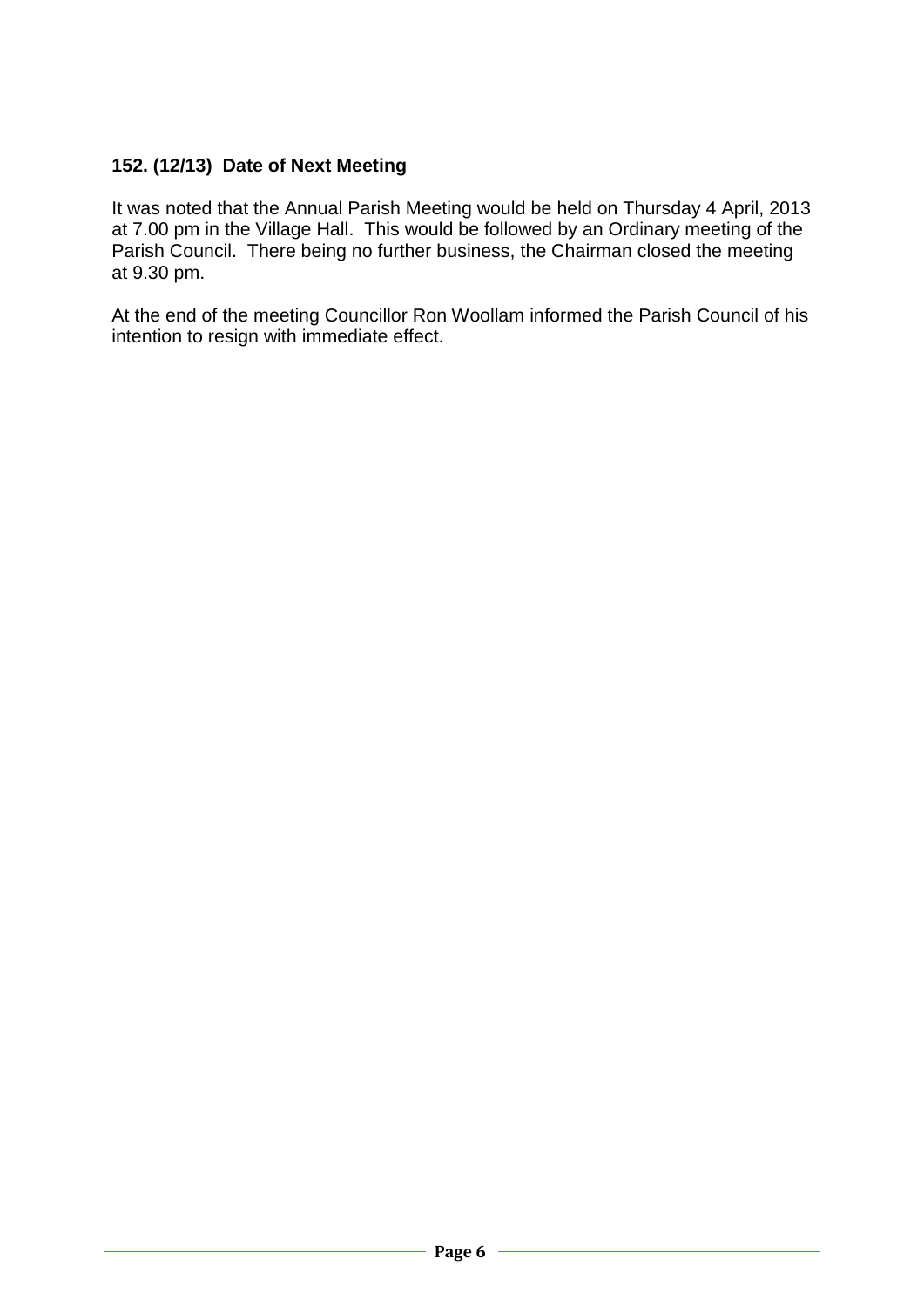### 152. (12/13) Date of Next Meeting

It was noted that the Annual Parish Meeting would be held on Thursday 4 April, 2013 at 7.00 pm in the Village Hall. This would be followed by an Ordinary meeting of the Parish Council. There being no further business, the Chairman closed the meeting at 9.30 pm.

At the end of the meeting Councillor Ron Woollam informed the Parish Council of his intention to resign with immediate effect.